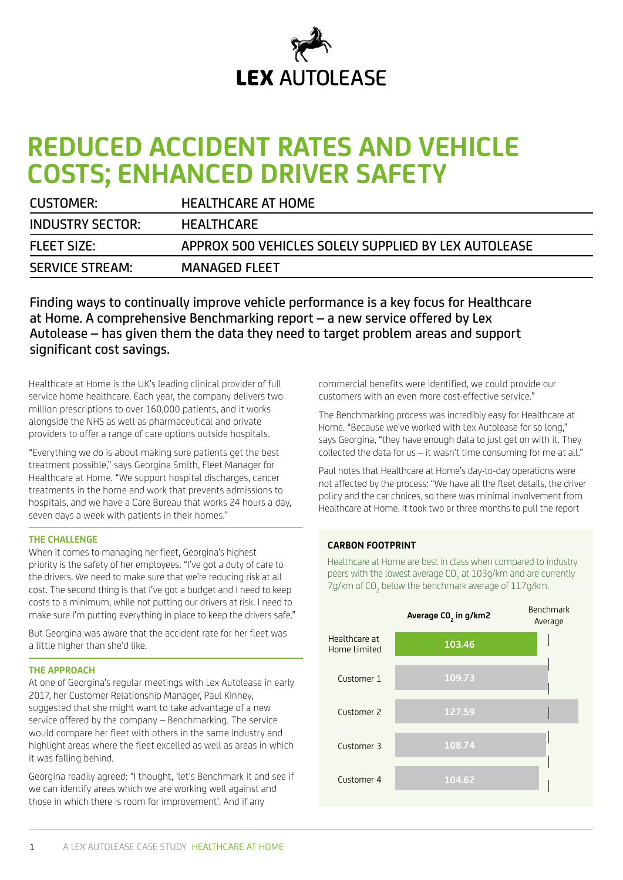LEX AUTOLEASE

# REDUCED ACCIDENT RATES AND VEHICLE COSTS; ENHANCED DRIVER SAFETY

| | |
|---|---|
| CUSTOMER: | HEALTHCARE AT HOME |
| INDUSTRY SECTOR: | HEALTHCARE |
| FLEET SIZE: | APPROX 500 VEHICLES SOLELY SUPPLIED BY LEX AUTOLEASE |
| SERVICE STREAM: | MANAGED FLEET |

Finding ways to continually improve vehicle performance is a key focus for Healthcare at Home. A comprehensive Benchmarking report – a new service offered by Lex Autolease – has given them the data they need to target problem areas and support significant cost savings.

Healthcare at Home is the UK's leading clinical provider of full service home healthcare. Each year, the company delivers two million prescriptions to over 160,000 patients, and it works alongside the NHS as well as pharmaceutical and private providers to offer a range of care options outside hospitals.

"Everything we do is about making sure patients get the best treatment possible," says Georgina Smith, Fleet Manager for Healthcare at Home. "We support hospital discharges, cancer treatments in the home and work that prevents admissions to hospitals, and we have a Care Bureau that works 24 hours a day, seven days a week with patients in their homes."

### THE CHALLENGE

When it comes to managing her fleet, Georgina's highest priority is the safety of her employees. "I've got a duty of care to the drivers. We need to make sure that we're reducing risk at all cost. The second thing is that I've got a budget and I need to keep costs to a minimum, while not putting our drivers at risk. I need to make sure I'm putting everything in place to keep the drivers safe."

But Georgina was aware that the accident rate for her fleet was a little higher than she'd like.

### THE APPROACH

At one of Georgina's regular meetings with Lex Autolease in early 2017, her Customer Relationship Manager, Paul Kinney, suggested that she might want to take advantage of a new service offered by the company – Benchmarking. The service would compare her fleet with others in the same industry and highlight areas where the fleet excelled as well as areas in which it was falling behind.

Georgina readily agreed: "I thought, 'let's Benchmark it and see if we can identify areas which we are working well against and those in which there is room for improvement'. And if any commercial benefits were identified, we could provide our customers with an even more cost-effective service."

The Benchmarking process was incredibly easy for Healthcare at Home. "Because we've worked with Lex Autolease for so long," says Georgina, "they have enough data to just get on with it. They collected the data for us – it wasn't time consuming for me at all."

Paul notes that Healthcare at Home's day-to-day operations were not affected by the process: "We have all the fleet details, the driver policy and the car choices, so there was minimal involvement from Healthcare at Home. It took two or three months to pull the report

### CARBON FOOTPRINT

Healthcare at Home are best in class when compared to industry peers with the lowest average $CO_2$ at 103g/km and are currently 7g/km of $CO_2$ below the benchmark average of 117g/km.

| | Average $CO_2$ in g/km2 |
|---|---|
| Healthcare at Home Limited | 103.46 |
| Customer 1 | 109.73 |
| Customer 2 | 127.59 |
| Customer 3 | 108.74 |
| Customer 4 | 104.62 |

Benchmark Average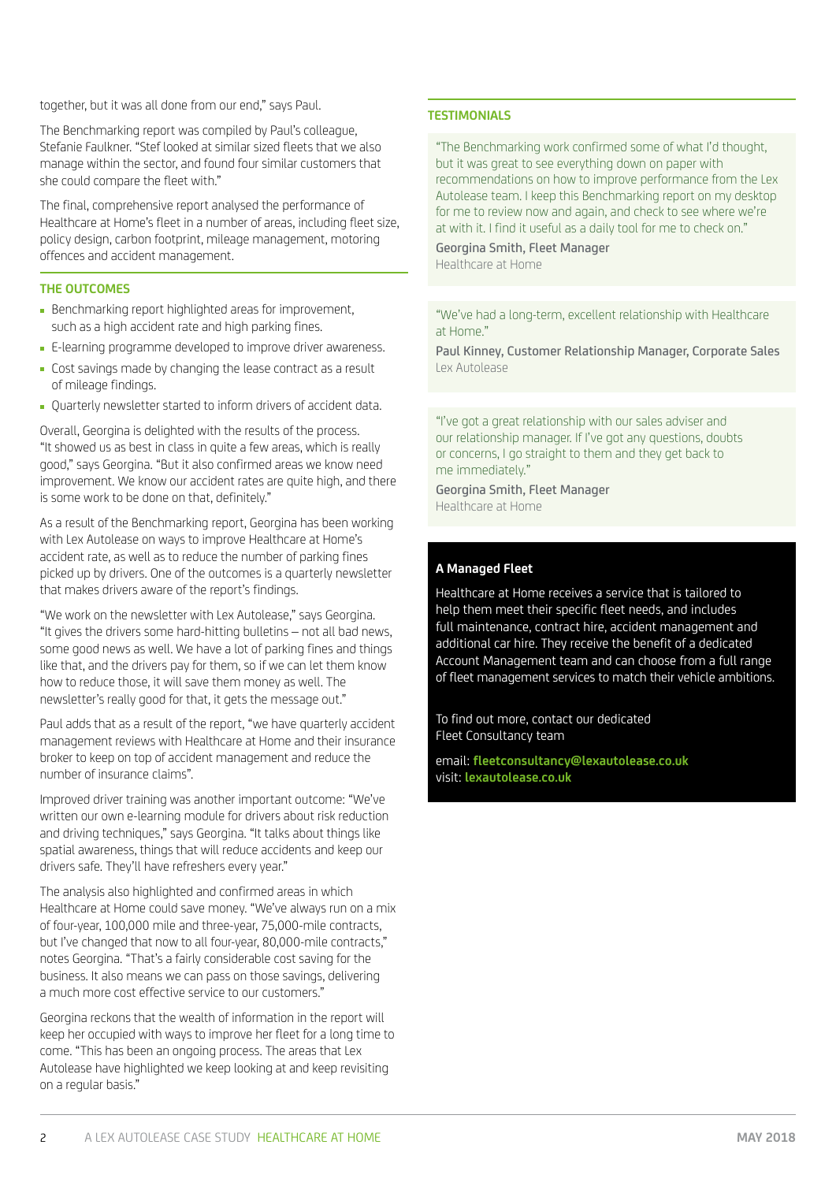together, but it was all done from our end," says Paul.

The Benchmarking report was compiled by Paul's colleague, Stefanie Faulkner. "Stef looked at similar sized fleets that we also manage within the sector, and found four similar customers that she could compare the fleet with."

The final, comprehensive report analysed the performance of Healthcare at Home's fleet in a number of areas, including fleet size, policy design, carbon footprint, mileage management, motoring offences and accident management.

## THE OUTCOMES

- Benchmarking report highlighted areas for improvement, such as a high accident rate and high parking fines.
- E-learning programme developed to improve driver awareness.
- Cost savings made by changing the lease contract as a result of mileage findings.
- Quarterly newsletter started to inform drivers of accident data.

Overall, Georgina is delighted with the results of the process. "It showed us as best in class in quite a few areas, which is really good," says Georgina. "But it also confirmed areas we know need improvement. We know our accident rates are quite high, and there is some work to be done on that, definitely."

As a result of the Benchmarking report, Georgina has been working with Lex Autolease on ways to improve Healthcare at Home's accident rate, as well as to reduce the number of parking fines picked up by drivers. One of the outcomes is a quarterly newsletter that makes drivers aware of the report's findings.

"We work on the newsletter with Lex Autolease," says Georgina. "It gives the drivers some hard-hitting bulletins – not all bad news, some good news as well. We have a lot of parking fines and things like that, and the drivers pay for them, so if we can let them know how to reduce those, it will save them money as well. The newsletter's really good for that, it gets the message out."

Paul adds that as a result of the report, "we have quarterly accident management reviews with Healthcare at Home and their insurance broker to keep on top of accident management and reduce the number of insurance claims".

Improved driver training was another important outcome: "We've written our own e-learning module for drivers about risk reduction and driving techniques," says Georgina. "It talks about things like spatial awareness, things that will reduce accidents and keep our drivers safe. They'll have refreshers every year."

The analysis also highlighted and confirmed areas in which Healthcare at Home could save money. "We've always run on a mix of four-year, 100,000 mile and three-year, 75,000-mile contracts, but I've changed that now to all four-year, 80,000-mile contracts," notes Georgina. "That's a fairly considerable cost saving for the business. It also means we can pass on those savings, delivering a much more cost effective service to our customers."

Georgina reckons that the wealth of information in the report will keep her occupied with ways to improve her fleet for a long time to come. "This has been an ongoing process. The areas that Lex Autolease have highlighted we keep looking at and keep revisiting on a regular basis."

## TESTIMONIALS

"The Benchmarking work confirmed some of what I'd thought, but it was great to see everything down on paper with recommendations on how to improve performance from the Lex Autolease team. I keep this Benchmarking report on my desktop for me to review now and again, and check to see where we're at with it. I find it useful as a daily tool for me to check on."

Georgina Smith, Fleet Manager
Healthcare at Home

"We've had a long-term, excellent relationship with Healthcare at Home."

Paul Kinney, Customer Relationship Manager, Corporate Sales
Lex Autolease

"I've got a great relationship with our sales adviser and our relationship manager. If I've got any questions, doubts or concerns, I go straight to them and they get back to me immediately."

Georgina Smith, Fleet Manager
Healthcare at Home

**A Managed Fleet**

Healthcare at Home receives a service that is tailored to help them meet their specific fleet needs, and includes full maintenance, contract hire, accident management and additional car hire. They receive the benefit of a dedicated Account Management team and can choose from a full range of fleet management services to match their vehicle ambitions.

To find out more, contact our dedicated Fleet Consultancy team

email: **fleetconsultancy@lexautolease.co.uk**
visit: **lexautolease.co.uk**